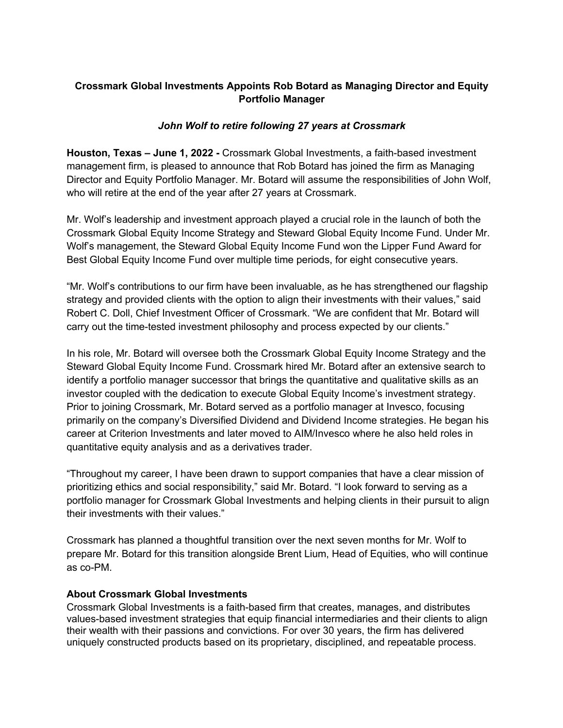# Crossmark Global Investments Appoints Rob Botard as Managing Director and Equity Portfolio Manager

***John Wolf to retire following 27 years at Crossmark***

**Houston, Texas – June 1, 2022 -** Crossmark Global Investments, a faith-based investment management firm, is pleased to announce that Rob Botard has joined the firm as Managing Director and Equity Portfolio Manager. Mr. Botard will assume the responsibilities of John Wolf, who will retire at the end of the year after 27 years at Crossmark.

Mr. Wolf's leadership and investment approach played a crucial role in the launch of both the Crossmark Global Equity Income Strategy and Steward Global Equity Income Fund. Under Mr. Wolf's management, the Steward Global Equity Income Fund won the Lipper Fund Award for Best Global Equity Income Fund over multiple time periods, for eight consecutive years.

"Mr. Wolf's contributions to our firm have been invaluable, as he has strengthened our flagship strategy and provided clients with the option to align their investments with their values," said Robert C. Doll, Chief Investment Officer of Crossmark. "We are confident that Mr. Botard will carry out the time-tested investment philosophy and process expected by our clients."

In his role, Mr. Botard will oversee both the Crossmark Global Equity Income Strategy and the Steward Global Equity Income Fund. Crossmark hired Mr. Botard after an extensive search to identify a portfolio manager successor that brings the quantitative and qualitative skills as an investor coupled with the dedication to execute Global Equity Income's investment strategy. Prior to joining Crossmark, Mr. Botard served as a portfolio manager at Invesco, focusing primarily on the company's Diversified Dividend and Dividend Income strategies. He began his career at Criterion Investments and later moved to AIM/Invesco where he also held roles in quantitative equity analysis and as a derivatives trader.

"Throughout my career, I have been drawn to support companies that have a clear mission of prioritizing ethics and social responsibility," said Mr. Botard. "I look forward to serving as a portfolio manager for Crossmark Global Investments and helping clients in their pursuit to align their investments with their values."

Crossmark has planned a thoughtful transition over the next seven months for Mr. Wolf to prepare Mr. Botard for this transition alongside Brent Lium, Head of Equities, who will continue as co-PM.

## About Crossmark Global Investments

Crossmark Global Investments is a faith-based firm that creates, manages, and distributes values-based investment strategies that equip financial intermediaries and their clients to align their wealth with their passions and convictions. For over 30 years, the firm has delivered uniquely constructed products based on its proprietary, disciplined, and repeatable process.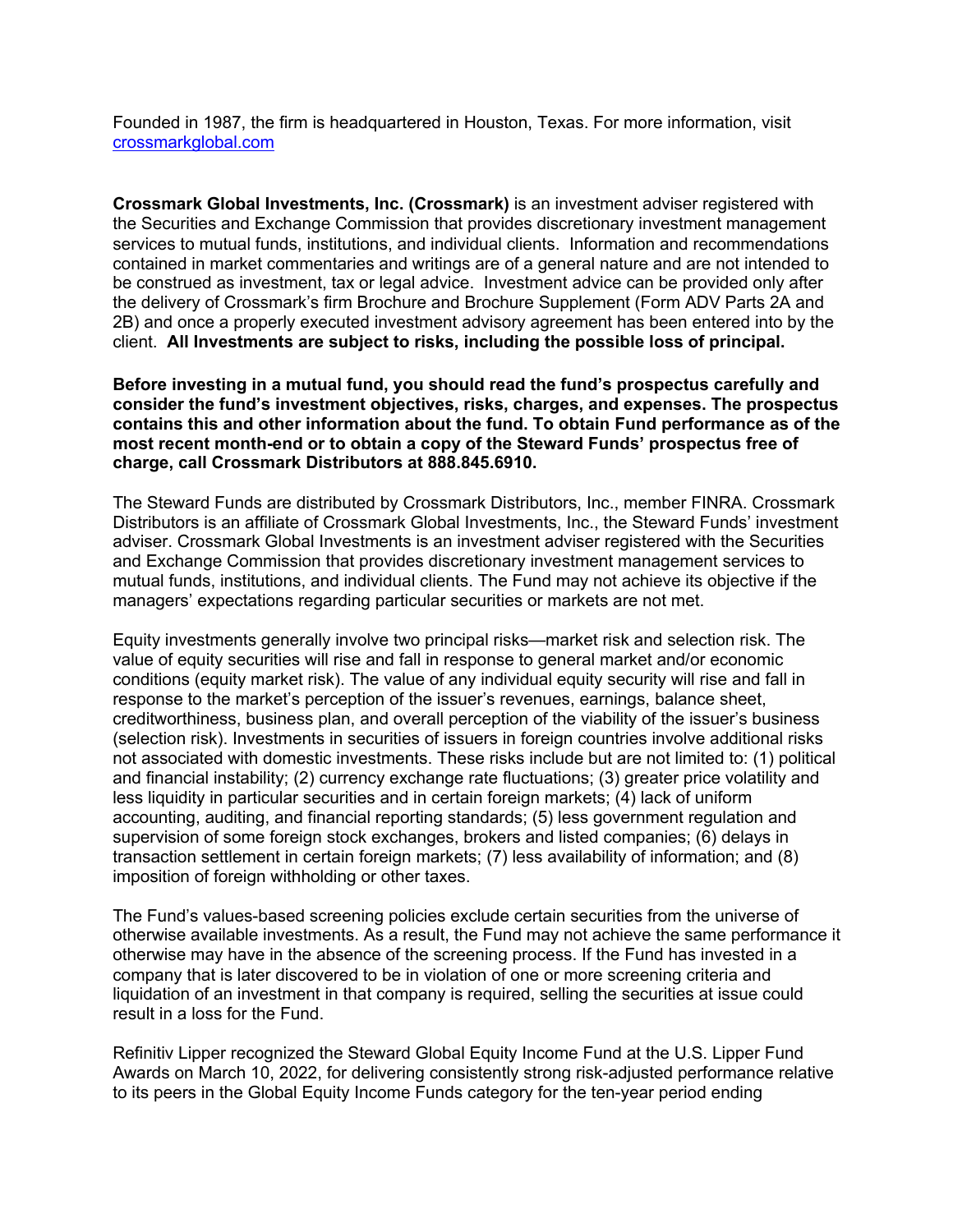Founded in 1987, the firm is headquartered in Houston, Texas. For more information, visit [crossmarkglobal.com](crossmarkglobal.com)

**Crossmark Global Investments, Inc. (Crossmark)** is an investment adviser registered with the Securities and Exchange Commission that provides discretionary investment management services to mutual funds, institutions, and individual clients. Information and recommendations contained in market commentaries and writings are of a general nature and are not intended to be construed as investment, tax or legal advice. Investment advice can be provided only after the delivery of Crossmark's firm Brochure and Brochure Supplement (Form ADV Parts 2A and 2B) and once a properly executed investment advisory agreement has been entered into by the client. **All Investments are subject to risks, including the possible loss of principal.**

**Before investing in a mutual fund, you should read the fund's prospectus carefully and consider the fund's investment objectives, risks, charges, and expenses. The prospectus contains this and other information about the fund. To obtain Fund performance as of the most recent month-end or to obtain a copy of the Steward Funds' prospectus free of charge, call Crossmark Distributors at 888.845.6910.**

The Steward Funds are distributed by Crossmark Distributors, Inc., member FINRA. Crossmark Distributors is an affiliate of Crossmark Global Investments, Inc., the Steward Funds' investment adviser. Crossmark Global Investments is an investment adviser registered with the Securities and Exchange Commission that provides discretionary investment management services to mutual funds, institutions, and individual clients. The Fund may not achieve its objective if the managers' expectations regarding particular securities or markets are not met.

Equity investments generally involve two principal risks—market risk and selection risk. The value of equity securities will rise and fall in response to general market and/or economic conditions (equity market risk). The value of any individual equity security will rise and fall in response to the market's perception of the issuer's revenues, earnings, balance sheet, creditworthiness, business plan, and overall perception of the viability of the issuer's business (selection risk). Investments in securities of issuers in foreign countries involve additional risks not associated with domestic investments. These risks include but are not limited to: (1) political and financial instability; (2) currency exchange rate fluctuations; (3) greater price volatility and less liquidity in particular securities and in certain foreign markets; (4) lack of uniform accounting, auditing, and financial reporting standards; (5) less government regulation and supervision of some foreign stock exchanges, brokers and listed companies; (6) delays in transaction settlement in certain foreign markets; (7) less availability of information; and (8) imposition of foreign withholding or other taxes.

The Fund's values-based screening policies exclude certain securities from the universe of otherwise available investments. As a result, the Fund may not achieve the same performance it otherwise may have in the absence of the screening process. If the Fund has invested in a company that is later discovered to be in violation of one or more screening criteria and liquidation of an investment in that company is required, selling the securities at issue could result in a loss for the Fund.

Refinitiv Lipper recognized the Steward Global Equity Income Fund at the U.S. Lipper Fund Awards on March 10, 2022, for delivering consistently strong risk-adjusted performance relative to its peers in the Global Equity Income Funds category for the ten-year period ending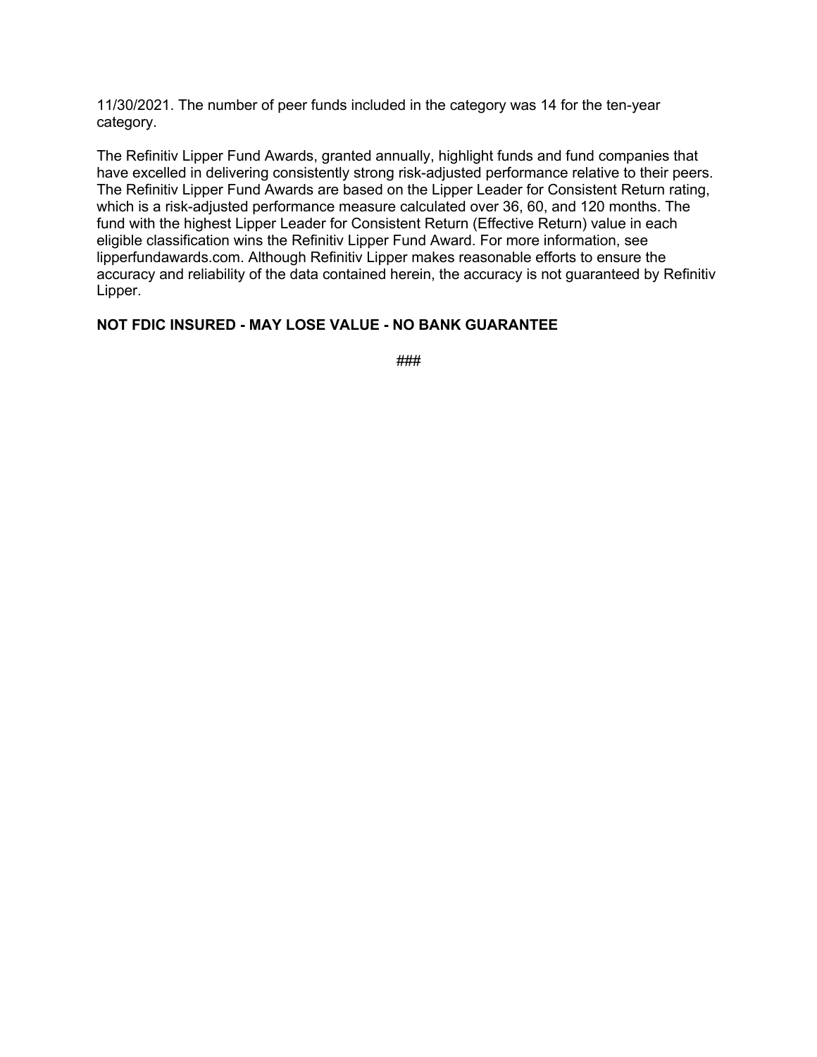11/30/2021. The number of peer funds included in the category was 14 for the ten-year category.

The Refinitiv Lipper Fund Awards, granted annually, highlight funds and fund companies that have excelled in delivering consistently strong risk-adjusted performance relative to their peers. The Refinitiv Lipper Fund Awards are based on the Lipper Leader for Consistent Return rating, which is a risk-adjusted performance measure calculated over 36, 60, and 120 months. The fund with the highest Lipper Leader for Consistent Return (Effective Return) value in each eligible classification wins the Refinitiv Lipper Fund Award. For more information, see lipperfundawards.com. Although Refinitiv Lipper makes reasonable efforts to ensure the accuracy and reliability of the data contained herein, the accuracy is not guaranteed by Refinitiv Lipper.

**NOT FDIC INSURED - MAY LOSE VALUE - NO BANK GUARANTEE**

###